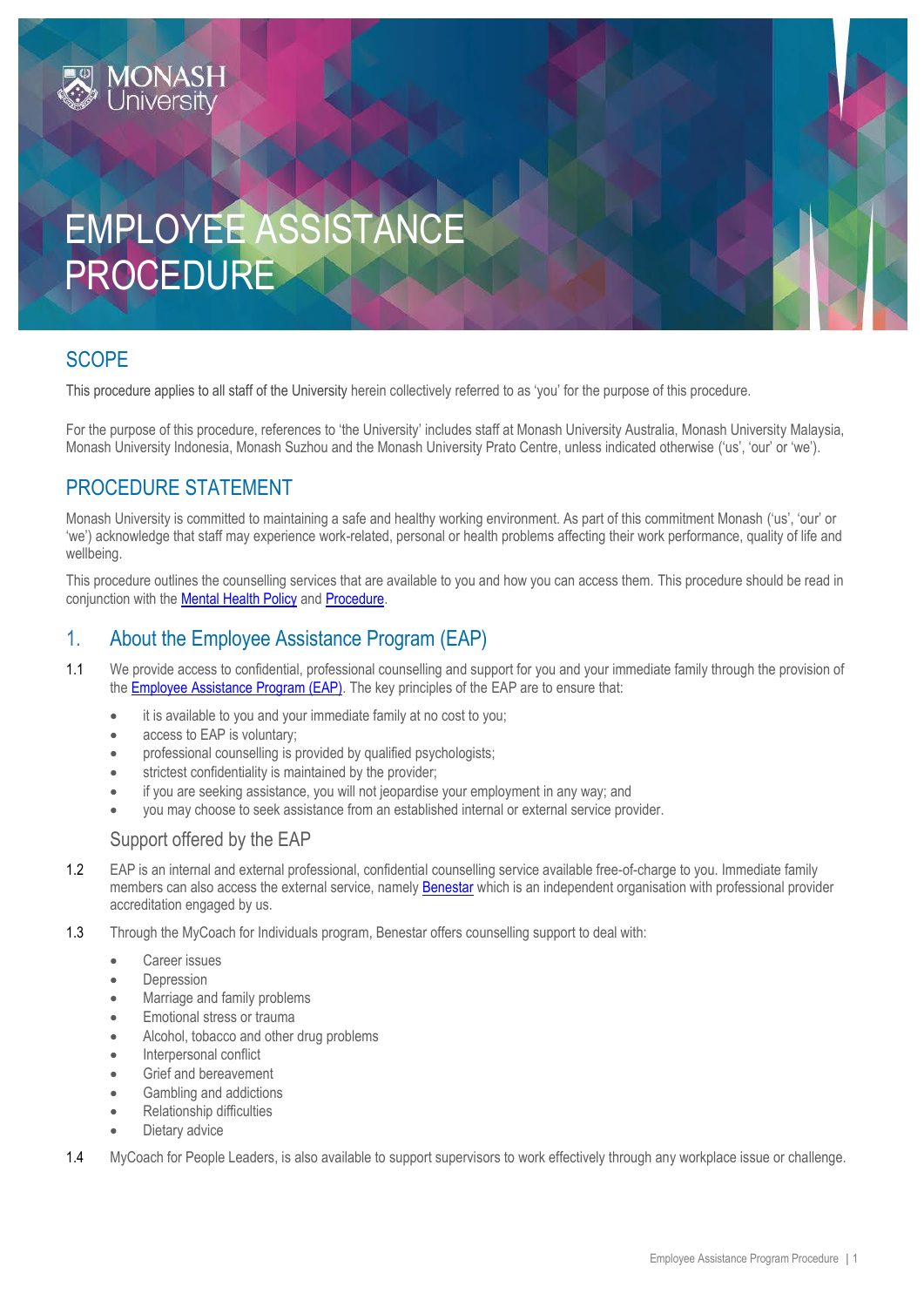# EMPLOYEE ASSISTANCE PROCEDURE

## SCOPE

This procedure applies to all staff of the University herein collectively referred to as 'you' for the purpose of this procedure.

For the purpose of this procedure, references to 'the University' includes staff at Monash University Australia, Monash University Malaysia, Monash University Indonesia, Monash Suzhou and the Monash University Prato Centre, unless indicated otherwise ('us', 'our' or 'we').

## PROCEDURE STATEMENT

Monash University is committed to maintaining a safe and healthy working environment. As part of this commitment Monash ('us', 'our' or 'we') acknowledge that staff may experience work-related, personal or health problems affecting their work performance, quality of life and wellbeing.

This procedure outlines the counselling services that are available to you and how you can access them. This procedure should be read in conjunction with the Mental Health Policy and Procedure.

## 1. About the Employee Assistance Program (EAP)

1.1 We provide access to confidential, professional counselling and support for you and your immediate family through the provision of the Employee Assistance Program (EAP). The key principles of the EAP are to ensure that:

- it is available to you and your immediate family at no cost to you;
- access to EAP is voluntary;
- professional counselling is provided by qualified psychologists;
- strictest confidentiality is maintained by the provider;
- if you are seeking assistance, you will not jeopardise your employment in any way; and
- you may choose to seek assistance from an established internal or external service provider.

### Support offered by the EAP

1.2 EAP is an internal and external professional, confidential counselling service available free-of-charge to you. Immediate family members can also access the external service, namely Benestar which is an independent organisation with professional provider accreditation engaged by us.

1.3 Through the MyCoach for Individuals program, Benestar offers counselling support to deal with:

- Career issues
- Depression
- Marriage and family problems
- Emotional stress or trauma
- Alcohol, tobacco and other drug problems
- Interpersonal conflict
- Grief and bereavement
- Gambling and addictions
- Relationship difficulties
- Dietary advice

1.4 MyCoach for People Leaders, is also available to support supervisors to work effectively through any workplace issue or challenge.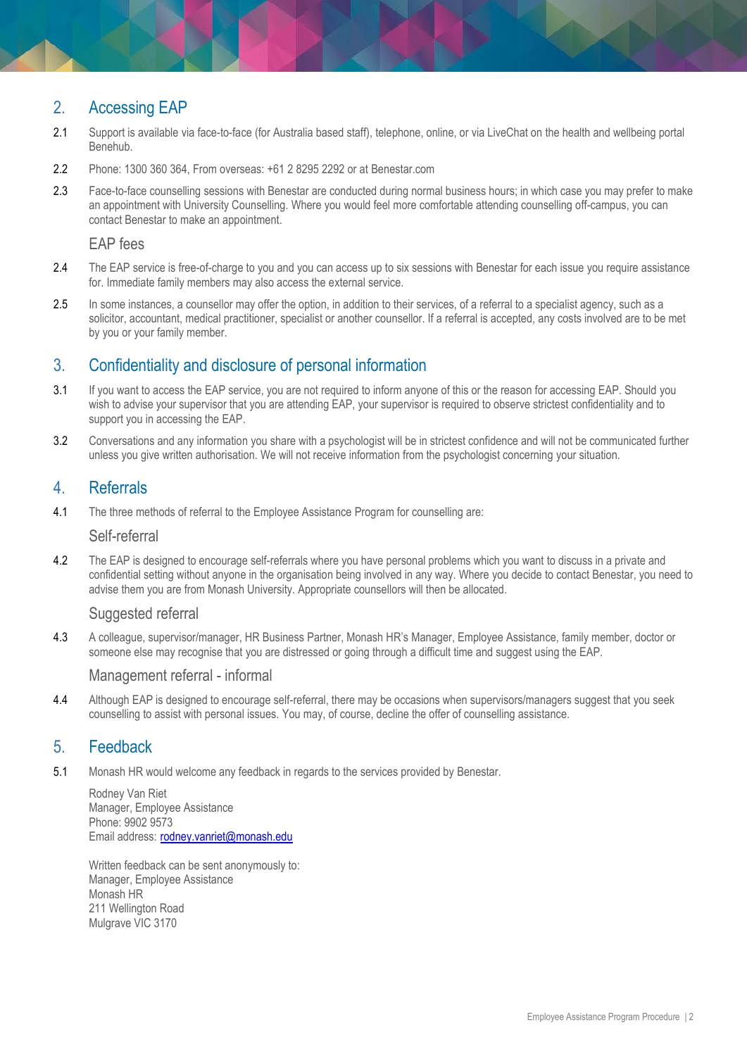## 2. Accessing EAP

2.1 Support is available via face-to-face (for Australia based staff), telephone, online, or via LiveChat on the health and wellbeing portal Benehub.

2.2 Phone: 1300 360 364, From overseas: +61 2 8295 2292 or at Benestar.com

2.3 Face-to-face counselling sessions with Benestar are conducted during normal business hours; in which case you may prefer to make an appointment with University Counselling. Where you would feel more comfortable attending counselling off-campus, you can contact Benestar to make an appointment.

### EAP fees

2.4 The EAP service is free-of-charge to you and you can access up to six sessions with Benestar for each issue you require assistance for. Immediate family members may also access the external service.

2.5 In some instances, a counsellor may offer the option, in addition to their services, of a referral to a specialist agency, such as a solicitor, accountant, medical practitioner, specialist or another counsellor. If a referral is accepted, any costs involved are to be met by you or your family member.

## 3. Confidentiality and disclosure of personal information

3.1 If you want to access the EAP service, you are not required to inform anyone of this or the reason for accessing EAP. Should you wish to advise your supervisor that you are attending EAP, your supervisor is required to observe strictest confidentiality and to support you in accessing the EAP.

3.2 Conversations and any information you share with a psychologist will be in strictest confidence and will not be communicated further unless you give written authorisation. We will not receive information from the psychologist concerning your situation.

## 4. Referrals

4.1 The three methods of referral to the Employee Assistance Program for counselling are:

### Self-referral

4.2 The EAP is designed to encourage self-referrals where you have personal problems which you want to discuss in a private and confidential setting without anyone in the organisation being involved in any way. Where you decide to contact Benestar, you need to advise them you are from Monash University. Appropriate counsellors will then be allocated.

### Suggested referral

4.3 A colleague, supervisor/manager, HR Business Partner, Monash HR's Manager, Employee Assistance, family member, doctor or someone else may recognise that you are distressed or going through a difficult time and suggest using the EAP.

### Management referral - informal

4.4 Although EAP is designed to encourage self-referral, there may be occasions when supervisors/managers suggest that you seek counselling to assist with personal issues. You may, of course, decline the offer of counselling assistance.

## 5. Feedback

5.1 Monash HR would welcome any feedback in regards to the services provided by Benestar.

Rodney Van Riet
Manager, Employee Assistance
Phone: 9902 9573
Email address: rodney.vanriet@monash.edu

Written feedback can be sent anonymously to:
Manager, Employee Assistance
Monash HR
211 Wellington Road
Mulgrave VIC 3170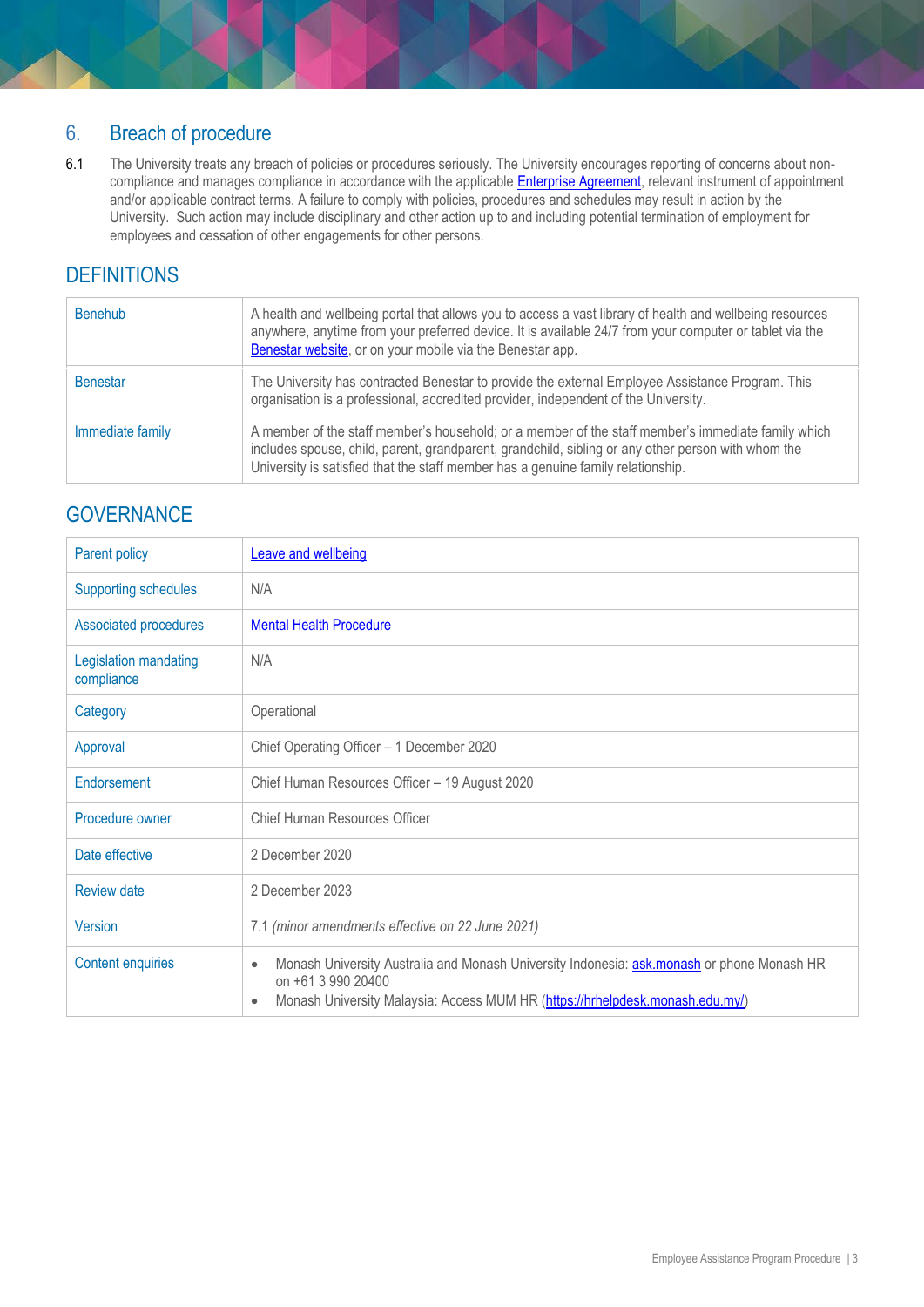## 6. Breach of procedure

6.1 The University treats any breach of policies or procedures seriously. The University encourages reporting of concerns about non-compliance and manages compliance in accordance with the applicable Enterprise Agreement, relevant instrument of appointment and/or applicable contract terms. A failure to comply with policies, procedures and schedules may result in action by the University. Such action may include disciplinary and other action up to and including potential termination of employment for employees and cessation of other engagements for other persons.

## DEFINITIONS

| | |
|---|---|
| Benehub | A health and wellbeing portal that allows you to access a vast library of health and wellbeing resources anywhere, anytime from your preferred device. It is available 24/7 from your computer or tablet via the Benestar website, or on your mobile via the Benestar app. |
| Benestar | The University has contracted Benestar to provide the external Employee Assistance Program. This organisation is a professional, accredited provider, independent of the University. |
| Immediate family | A member of the staff member's household; or a member of the staff member's immediate family which includes spouse, child, parent, grandparent, grandchild, sibling or any other person with whom the University is satisfied that the staff member has a genuine family relationship. |

## GOVERNANCE

| | |
|---|---|
| Parent policy | Leave and wellbeing |
| Supporting schedules | N/A |
| Associated procedures | Mental Health Procedure |
| Legislation mandating compliance | N/A |
| Category | Operational |
| Approval | Chief Operating Officer – 1 December 2020 |
| Endorsement | Chief Human Resources Officer – 19 August 2020 |
| Procedure owner | Chief Human Resources Officer |
| Date effective | 2 December 2020 |
| Review date | 2 December 2023 |
| Version | 7.1 *(minor amendments effective on 22 June 2021)* |
| Content enquiries | • Monash University Australia and Monash University Indonesia: ask.monash or phone Monash HR on +61 3 990 20400<br>• Monash University Malaysia: Access MUM HR (https://hrhelpdesk.monash.edu.my/) |